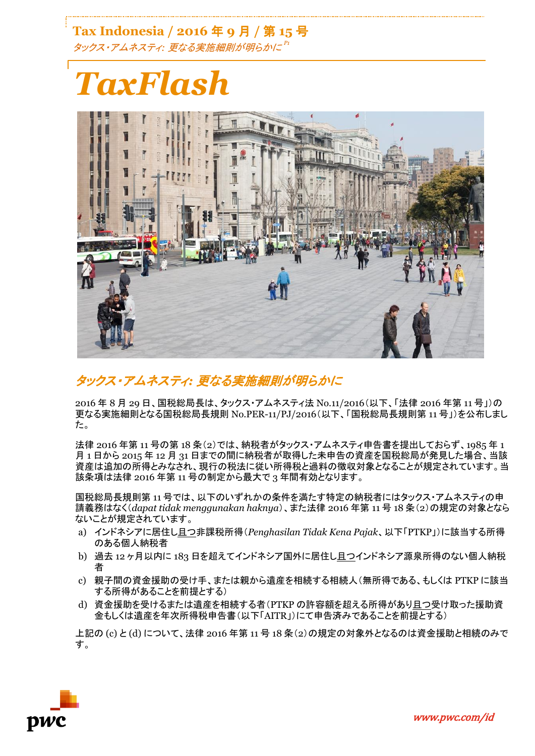Tax Indonesia / 2016 年 9 月 / 第 15 号

タックス・アムネスティ: 更なる実施細則が明らかに

# TaxFlash

## タックス・アムネスティ: 更なる実施細則が明らかに

2016 年 8 月 29 日、国税総局長は、タックス・アムネスティ法 No.11/2016（以下、「法律 2016 年第 11 号」）の更なる実施細則となる国税総局長規則 No.PER-11/PJ/2016（以下、「国税総局長規則第 11 号」）を公布しました。

法律 2016 年第 11 号の第 18 条（2）では、納税者がタックス・アムネスティ申告書を提出しておらず、1985 年 1 月 1 日から 2015 年 12 月 31 日までの間に納税者が取得した未申告の資産を国税総局が発見した場合、当該資産は追加の所得とみなされ、現行の税法に従い所得税と過料の徴収対象となることが規定されています。当該条項は法律 2016 年第 11 号の制定から最大で 3 年間有効となります。

国税総局長規則第 11 号では、以下のいずれかの条件を満たす特定の納税者にはタックス・アムネスティの申請義務はなく（*dapat tidak menggunakan haknya*）、また法律 2016 年第 11 号 18 条（2）の規定の対象とならないことが規定されています。

a) インドネシアに居住し且つ非課税所得（*Penghasilan Tidak Kena Pajak*、以下「PTKP」）に該当する所得のある個人納税者
b) 過去 12 ヶ月以内に 183 日を超えてインドネシア国外に居住し且つインドネシア源泉所得のない個人納税者
c) 親子間の資金援助の受け手、または親から遺産を相続する相続人（無所得である、もしくは PTKP に該当する所得があることを前提とする）
d) 資金援助を受けるまたは遺産を相続する者（PTKP の許容額を超える所得があり且つ受け取った援助資金もしくは遺産を年次所得税申告書（以下「AITR」）にて申告済みであることを前提とする）

上記の (c) と (d) について、法律 2016 年第 11 号 18 条（2）の規定の対象外となるのは資金援助と相続のみです。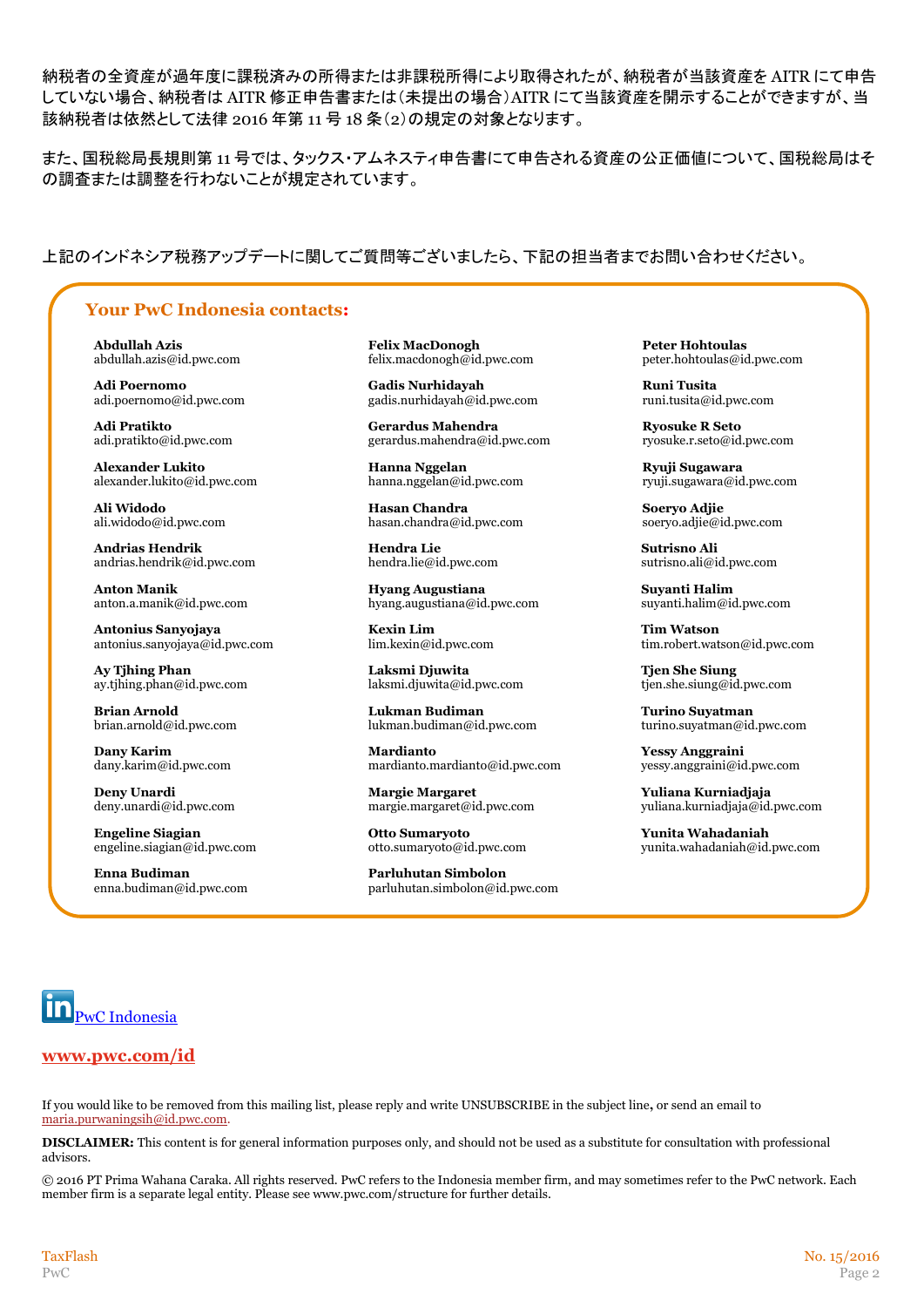納税者の全資産が過年度に課税済みの所得または非課税所得により取得されたが、納税者が当該資産を AITR にて申告していない場合、納税者は AITR 修正申告書または（未提出の場合）AITR にて当該資産を開示することができますが、当該納税者は依然として法律 2016 年第 11 号 18 条（2）の規定の対象となります。

また、国税総局長規則第 11 号では、タックス・アムネスティ申告書にて申告される資産の公正価値について、国税総局はその調査または調整を行わないことが規定されています。

上記のインドネシア税務アップデートに関してご質問等ございましたら、下記の担当者までお問い合わせください。

## Your PwC Indonesia contacts:

**Abdullah Azis**
abdullah.azis@id.pwc.com

**Adi Poernomo**
adi.poernomo@id.pwc.com

**Adi Pratikto**
adi.pratikto@id.pwc.com

**Alexander Lukito**
alexander.lukito@id.pwc.com

**Ali Widodo**
ali.widodo@id.pwc.com

**Andrias Hendrik**
andrias.hendrik@id.pwc.com

**Anton Manik**
anton.a.manik@id.pwc.com

**Antonius Sanyojaya**
antonius.sanyojaya@id.pwc.com

**Ay Tjhing Phan**
ay.tjhing.phan@id.pwc.com

**Brian Arnold**
brian.arnold@id.pwc.com

**Dany Karim**
dany.karim@id.pwc.com

**Deny Unardi**
deny.unardi@id.pwc.com

**Engeline Siagian**
engeline.siagian@id.pwc.com

**Enna Budiman**
enna.budiman@id.pwc.com

**Felix MacDonogh**
felix.macdonogh@id.pwc.com

**Gadis Nurhidayah**
gadis.nurhidayah@id.pwc.com

**Gerardus Mahendra**
gerardus.mahendra@id.pwc.com

**Hanna Nggelan**
hanna.nggelan@id.pwc.com

**Hasan Chandra**
hasan.chandra@id.pwc.com

**Hendra Lie**
hendra.lie@id.pwc.com

**Hyang Augustiana**
hyang.augustiana@id.pwc.com

**Kexin Lim**
lim.kexin@id.pwc.com

**Laksmi Djuwita**
laksmi.djuwita@id.pwc.com

**Lukman Budiman**
lukman.budiman@id.pwc.com

**Mardianto**
mardianto.mardianto@id.pwc.com

**Margie Margaret**
margie.margaret@id.pwc.com

**Otto Sumaryoto**
otto.sumaryoto@id.pwc.com

**Parluhutan Simbolon**
parluhutan.simbolon@id.pwc.com

**Peter Hohtoulas**
peter.hohtoulas@id.pwc.com

**Runi Tusita**
runi.tusita@id.pwc.com

**Ryosuke R Seto**
ryosuke.r.seto@id.pwc.com

**Ryuji Sugawara**
ryuji.sugawara@id.pwc.com

**Soeryo Adjie**
soeryo.adjie@id.pwc.com

**Sutrisno Ali**
sutrisno.ali@id.pwc.com

**Suyanti Halim**
suyanti.halim@id.pwc.com

**Tim Watson**
tim.robert.watson@id.pwc.com

**Tjen She Siung**
tjen.she.siung@id.pwc.com

**Turino Suyatman**
turino.suyatman@id.pwc.com

**Yessy Anggraini**
yessy.anggraini@id.pwc.com

**Yuliana Kurniadjaja**
yuliana.kurniadjaja@id.pwc.com

**Yunita Wahadaniah**
yunita.wahadaniah@id.pwc.com

PwC Indonesia

**www.pwc.com/id**

If you would like to be removed from this mailing list, please reply and write UNSUBSCRIBE in the subject line, or send an email to maria.purwaningsih@id.pwc.com.

**DISCLAIMER:** This content is for general information purposes only, and should not be used as a substitute for consultation with professional advisors.

© 2016 PT Prima Wahana Caraka. All rights reserved. PwC refers to the Indonesia member firm, and may sometimes refer to the PwC network. Each member firm is a separate legal entity. Please see www.pwc.com/structure for further details.